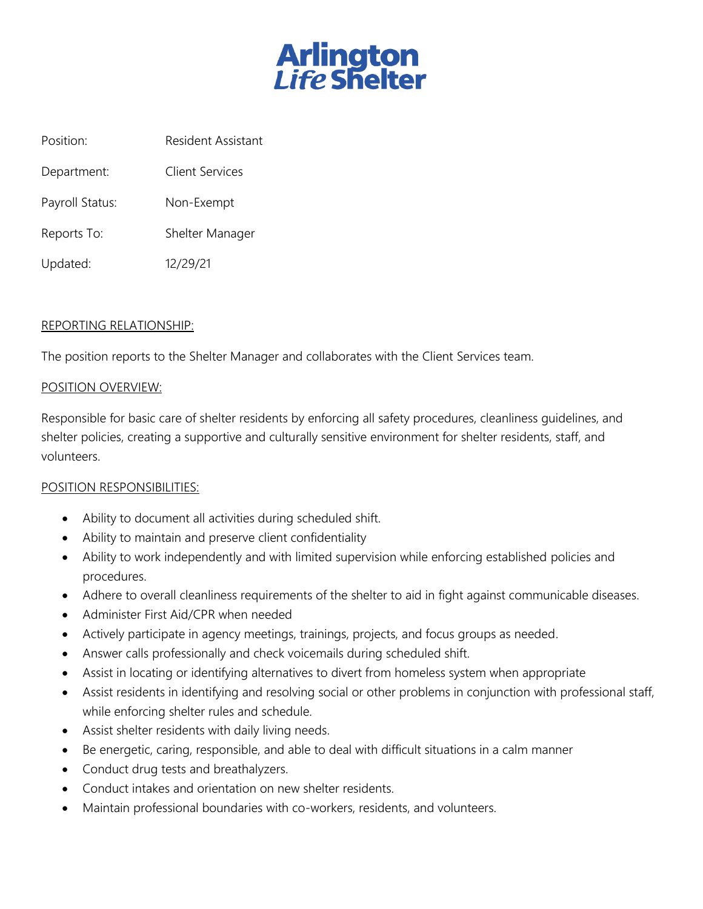# Arlington Life Shelter

| | |
|---|---|
| Position: | Resident Assistant |
| Department: | Client Services |
| Payroll Status: | Non-Exempt |
| Reports To: | Shelter Manager |
| Updated: | 12/29/21 |

## REPORTING RELATIONSHIP:

The position reports to the Shelter Manager and collaborates with the Client Services team.

## POSITION OVERVIEW:

Responsible for basic care of shelter residents by enforcing all safety procedures, cleanliness guidelines, and shelter policies, creating a supportive and culturally sensitive environment for shelter residents, staff, and volunteers.

## POSITION RESPONSIBILITIES:

- Ability to document all activities during scheduled shift.
- Ability to maintain and preserve client confidentiality
- Ability to work independently and with limited supervision while enforcing established policies and procedures.
- Adhere to overall cleanliness requirements of the shelter to aid in fight against communicable diseases.
- Administer First Aid/CPR when needed
- Actively participate in agency meetings, trainings, projects, and focus groups as needed.
- Answer calls professionally and check voicemails during scheduled shift.
- Assist in locating or identifying alternatives to divert from homeless system when appropriate
- Assist residents in identifying and resolving social or other problems in conjunction with professional staff, while enforcing shelter rules and schedule.
- Assist shelter residents with daily living needs.
- Be energetic, caring, responsible, and able to deal with difficult situations in a calm manner
- Conduct drug tests and breathalyzers.
- Conduct intakes and orientation on new shelter residents.
- Maintain professional boundaries with co-workers, residents, and volunteers.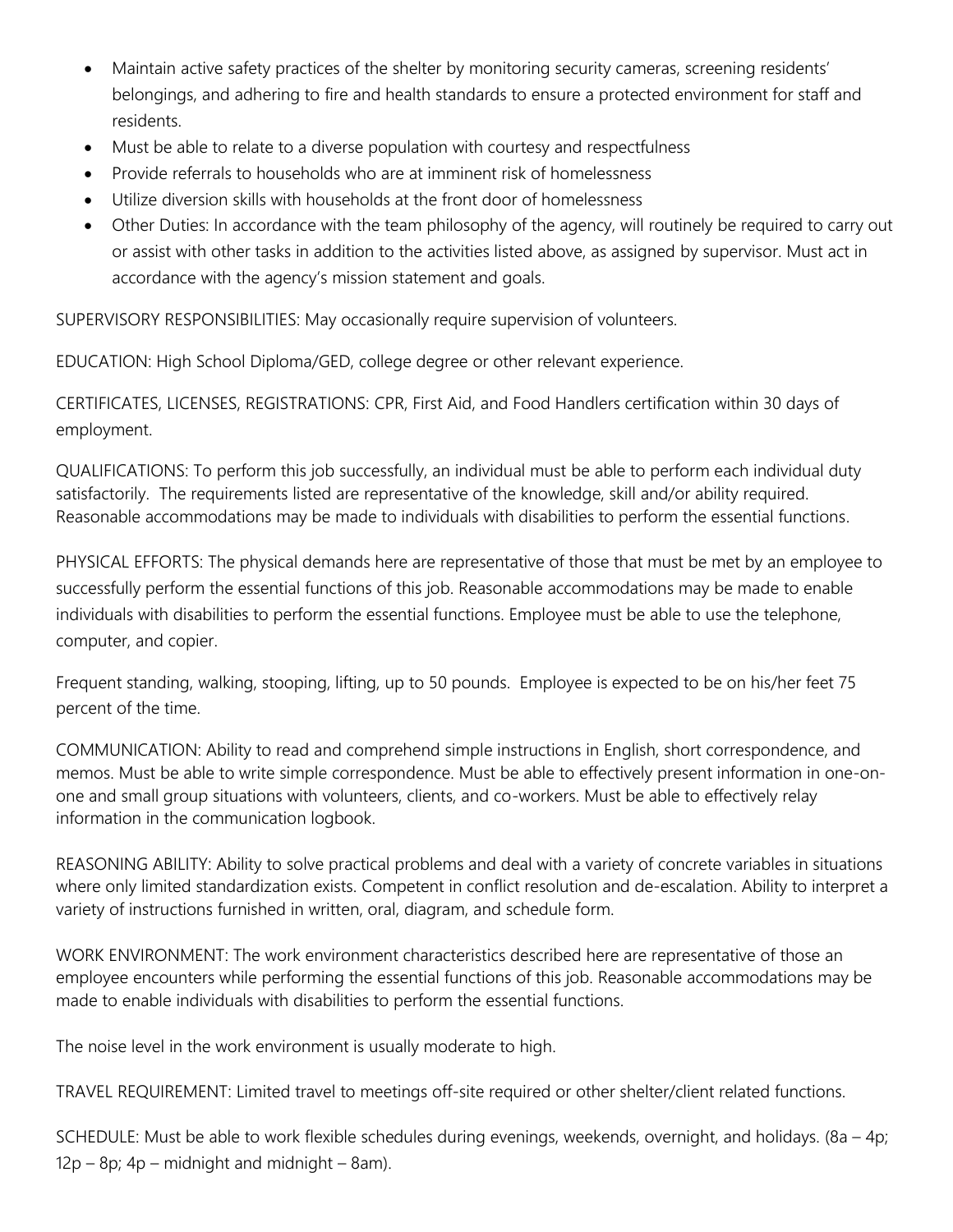- Maintain active safety practices of the shelter by monitoring security cameras, screening residents' belongings, and adhering to fire and health standards to ensure a protected environment for staff and residents.
- Must be able to relate to a diverse population with courtesy and respectfulness
- Provide referrals to households who are at imminent risk of homelessness
- Utilize diversion skills with households at the front door of homelessness
- Other Duties: In accordance with the team philosophy of the agency, will routinely be required to carry out or assist with other tasks in addition to the activities listed above, as assigned by supervisor. Must act in accordance with the agency's mission statement and goals.

SUPERVISORY RESPONSIBILITIES: May occasionally require supervision of volunteers.

EDUCATION: High School Diploma/GED, college degree or other relevant experience.

CERTIFICATES, LICENSES, REGISTRATIONS: CPR, First Aid, and Food Handlers certification within 30 days of employment.

QUALIFICATIONS: To perform this job successfully, an individual must be able to perform each individual duty satisfactorily. The requirements listed are representative of the knowledge, skill and/or ability required. Reasonable accommodations may be made to individuals with disabilities to perform the essential functions.

PHYSICAL EFFORTS: The physical demands here are representative of those that must be met by an employee to successfully perform the essential functions of this job. Reasonable accommodations may be made to enable individuals with disabilities to perform the essential functions. Employee must be able to use the telephone, computer, and copier.

Frequent standing, walking, stooping, lifting, up to 50 pounds. Employee is expected to be on his/her feet 75 percent of the time.

COMMUNICATION: Ability to read and comprehend simple instructions in English, short correspondence, and memos. Must be able to write simple correspondence. Must be able to effectively present information in one-on-one and small group situations with volunteers, clients, and co-workers. Must be able to effectively relay information in the communication logbook.

REASONING ABILITY: Ability to solve practical problems and deal with a variety of concrete variables in situations where only limited standardization exists. Competent in conflict resolution and de-escalation. Ability to interpret a variety of instructions furnished in written, oral, diagram, and schedule form.

WORK ENVIRONMENT: The work environment characteristics described here are representative of those an employee encounters while performing the essential functions of this job. Reasonable accommodations may be made to enable individuals with disabilities to perform the essential functions.

The noise level in the work environment is usually moderate to high.

TRAVEL REQUIREMENT: Limited travel to meetings off-site required or other shelter/client related functions.

SCHEDULE: Must be able to work flexible schedules during evenings, weekends, overnight, and holidays. (8a – 4p; 12p – 8p; 4p – midnight and midnight – 8am).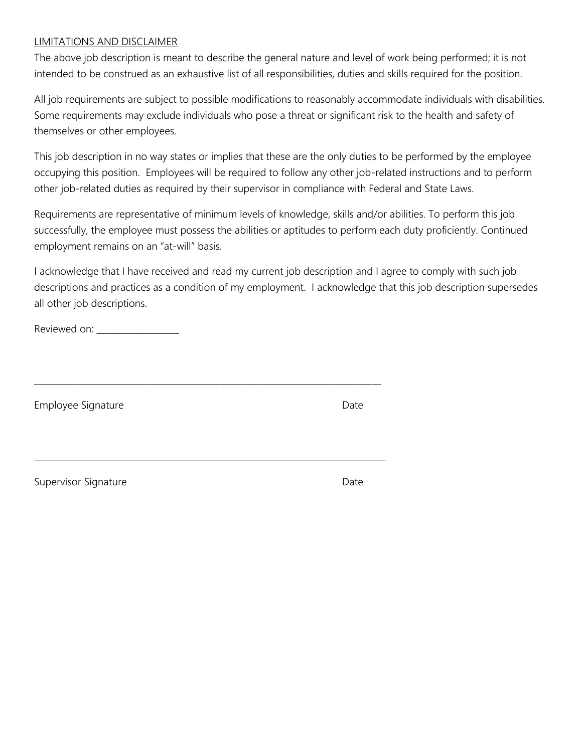LIMITATIONS AND DISCLAIMER

The above job description is meant to describe the general nature and level of work being performed; it is not intended to be construed as an exhaustive list of all responsibilities, duties and skills required for the position.

All job requirements are subject to possible modifications to reasonably accommodate individuals with disabilities. Some requirements may exclude individuals who pose a threat or significant risk to the health and safety of themselves or other employees.

This job description in no way states or implies that these are the only duties to be performed by the employee occupying this position. Employees will be required to follow any other job-related instructions and to perform other job-related duties as required by their supervisor in compliance with Federal and State Laws.

Requirements are representative of minimum levels of knowledge, skills and/or abilities. To perform this job successfully, the employee must possess the abilities or aptitudes to perform each duty proficiently. Continued employment remains on an "at-will" basis.

I acknowledge that I have received and read my current job description and I agree to comply with such job descriptions and practices as a condition of my employment. I acknowledge that this job description supersedes all other job descriptions.

Reviewed on: __________________

______________________________________________________________________________

Employee Signature                                                                                    Date

______________________________________________________________________________

Supervisor Signature                                                                                  Date